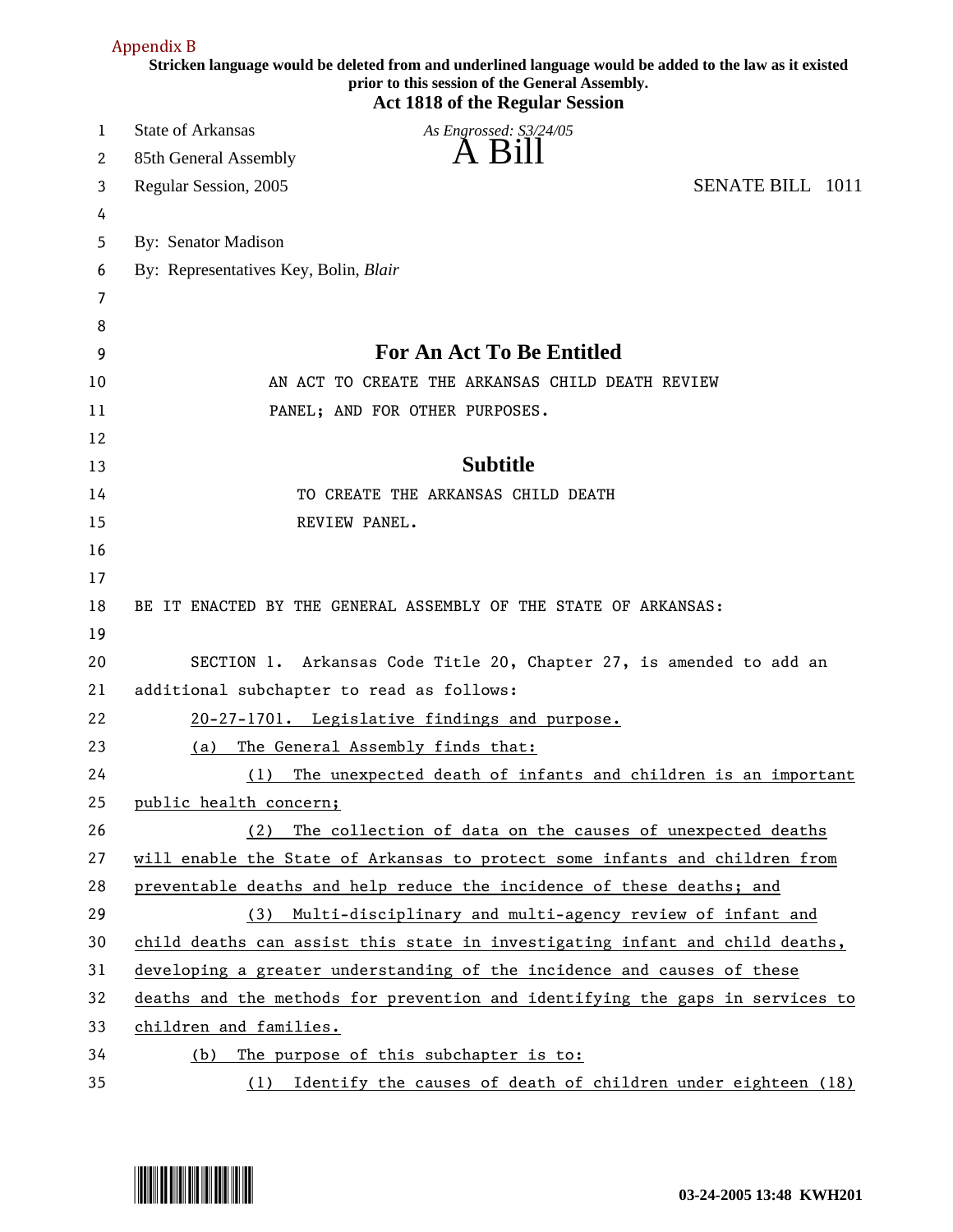Appendix B

**Stricken language would be deleted from and underlined language would be added to the law as it existed prior to this session of the General Assembly.**

**Act 1818 of the Regular Session**

State of Arkansas *As Engrossed: S3/24/05*

85th General Assembly A Bill

Regular Session, 2005 SENATE BILL 1011

By: Senator Madison

By: Representatives Key, Bolin, *Blair*

## For An Act To Be Entitled

AN ACT TO CREATE THE ARKANSAS CHILD DEATH REVIEW PANEL; AND FOR OTHER PURPOSES.

## Subtitle

TO CREATE THE ARKANSAS CHILD DEATH REVIEW PANEL.

BE IT ENACTED BY THE GENERAL ASSEMBLY OF THE STATE OF ARKANSAS:

SECTION 1. Arkansas Code Title 20, Chapter 27, is amended to add an additional subchapter to read as follows:

<u>20-27-1701. Legislative findings and purpose.</u>

<u>(a) The General Assembly finds that:</u>

<u>(1) The unexpected death of infants and children is an important public health concern;</u>

<u>(2) The collection of data on the causes of unexpected deaths will enable the State of Arkansas to protect some infants and children from preventable deaths and help reduce the incidence of these deaths; and</u>

<u>(3) Multi-disciplinary and multi-agency review of infant and child deaths can assist this state in investigating infant and child deaths, developing a greater understanding of the incidence and causes of these deaths and the methods for prevention and identifying the gaps in services to children and families.</u>

<u>(b) The purpose of this subchapter is to:</u>

<u>(1) Identify the causes of death of children under eighteen (18)</u>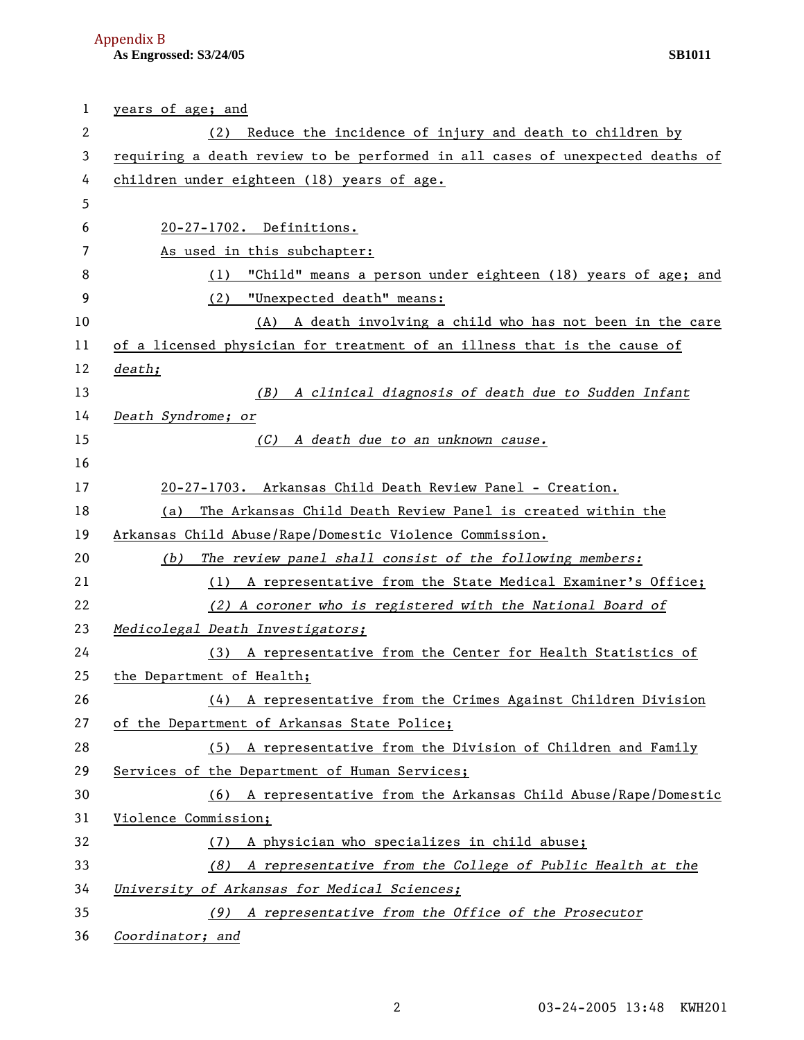years of age; and

(2) Reduce the incidence of injury and death to children by requiring a death review to be performed in all cases of unexpected deaths of children under eighteen (18) years of age.

20-27-1702. Definitions.

As used in this subchapter:

(1) "Child" means a person under eighteen (18) years of age; and

(2) "Unexpected death" means:

(A) A death involving a child who has not been in the care of a licensed physician for treatment of an illness that is the cause of *death;*

*(B) A clinical diagnosis of death due to Sudden Infant Death Syndrome; or*

*(C) A death due to an unknown cause.*

20-27-1703. Arkansas Child Death Review Panel - Creation.

(a) The Arkansas Child Death Review Panel is created within the Arkansas Child Abuse/Rape/Domestic Violence Commission.

*(b) The review panel shall consist of the following members:*

(1) A representative from the State Medical Examiner's Office;

*(2) A coroner who is registered with the National Board of Medicolegal Death Investigators;*

(3) A representative from the Center for Health Statistics of the Department of Health;

(4) A representative from the Crimes Against Children Division of the Department of Arkansas State Police;

(5) A representative from the Division of Children and Family Services of the Department of Human Services;

(6) A representative from the Arkansas Child Abuse/Rape/Domestic Violence Commission;

(7) A physician who specializes in child abuse;

*(8) A representative from the College of Public Health at the University of Arkansas for Medical Sciences;*

*(9) A representative from the Office of the Prosecutor Coordinator; and*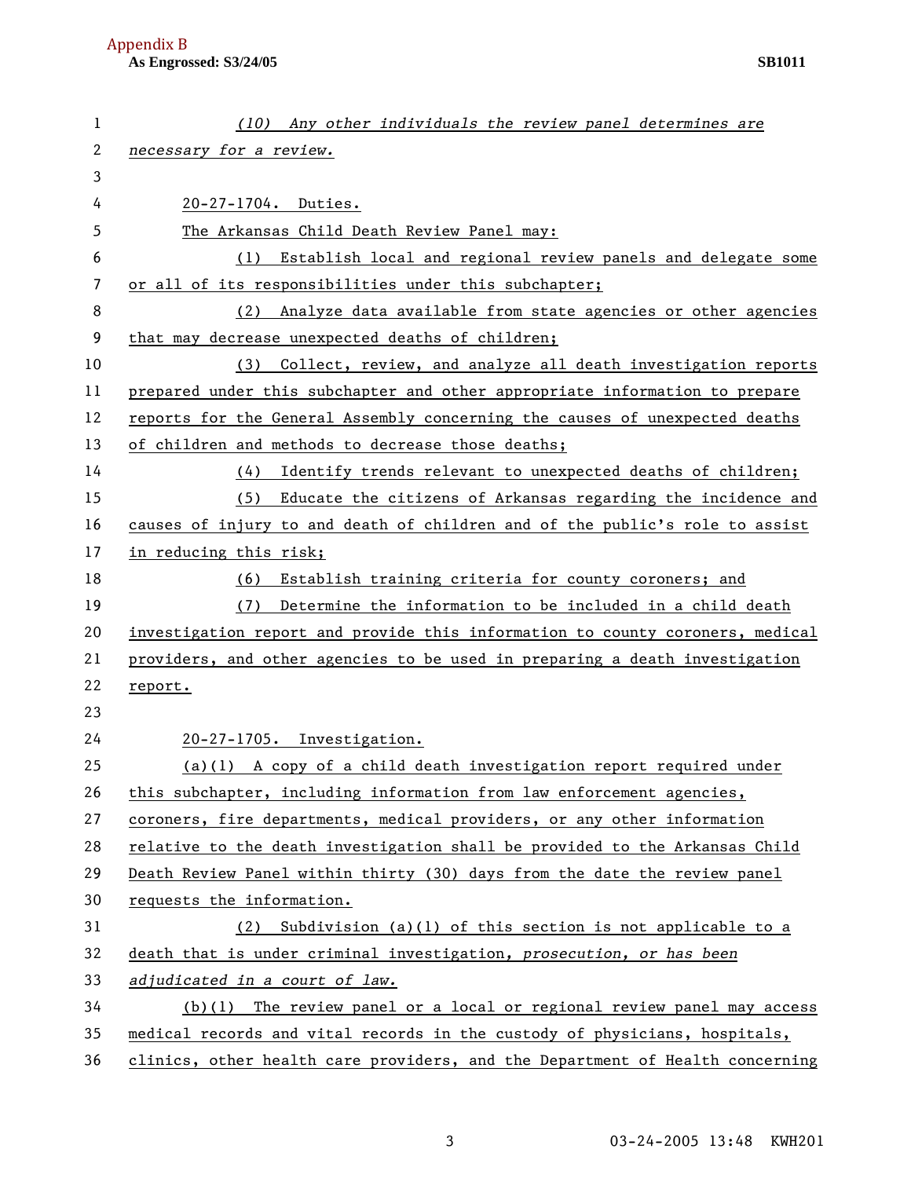*(10) Any other individuals the review panel determines are necessary for a review.*

20-27-1704. Duties.

The Arkansas Child Death Review Panel may:

(1) Establish local and regional review panels and delegate some or all of its responsibilities under this subchapter;

(2) Analyze data available from state agencies or other agencies that may decrease unexpected deaths of children;

(3) Collect, review, and analyze all death investigation reports prepared under this subchapter and other appropriate information to prepare reports for the General Assembly concerning the causes of unexpected deaths of children and methods to decrease those deaths;

(4) Identify trends relevant to unexpected deaths of children;

(5) Educate the citizens of Arkansas regarding the incidence and causes of injury to and death of children and of the public's role to assist in reducing this risk;

(6) Establish training criteria for county coroners; and

(7) Determine the information to be included in a child death investigation report and provide this information to county coroners, medical providers, and other agencies to be used in preparing a death investigation report.

20-27-1705. Investigation.

(a)(1) A copy of a child death investigation report required under this subchapter, including information from law enforcement agencies, coroners, fire departments, medical providers, or any other information relative to the death investigation shall be provided to the Arkansas Child Death Review Panel within thirty (30) days from the date the review panel requests the information.

(2) Subdivision (a)(1) of this section is not applicable to a death that is under criminal investigation, *prosecution, or has been adjudicated in a court of law.*

(b)(1) The review panel or a local or regional review panel may access medical records and vital records in the custody of physicians, hospitals, clinics, other health care providers, and the Department of Health concerning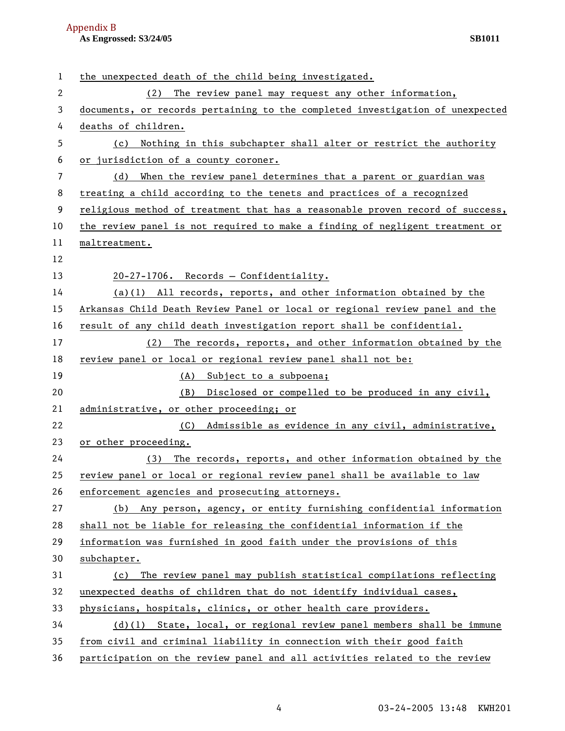the unexpected death of the child being investigated.

(2) The review panel may request any other information, documents, or records pertaining to the completed investigation of unexpected deaths of children.

(c) Nothing in this subchapter shall alter or restrict the authority or jurisdiction of a county coroner.

(d) When the review panel determines that a parent or guardian was treating a child according to the tenets and practices of a recognized religious method of treatment that has a reasonable proven record of success, the review panel is not required to make a finding of negligent treatment or maltreatment.

20-27-1706. Records – Confidentiality.

(a)(1) All records, reports, and other information obtained by the Arkansas Child Death Review Panel or local or regional review panel and the result of any child death investigation report shall be confidential.

(2) The records, reports, and other information obtained by the review panel or local or regional review panel shall not be:

(A) Subject to a subpoena;

(B) Disclosed or compelled to be produced in any civil, administrative, or other proceeding; or

(C) Admissible as evidence in any civil, administrative, or other proceeding.

(3) The records, reports, and other information obtained by the review panel or local or regional review panel shall be available to law enforcement agencies and prosecuting attorneys.

(b) Any person, agency, or entity furnishing confidential information shall not be liable for releasing the confidential information if the information was furnished in good faith under the provisions of this subchapter.

(c) The review panel may publish statistical compilations reflecting unexpected deaths of children that do not identify individual cases, physicians, hospitals, clinics, or other health care providers.

(d)(1) State, local, or regional review panel members shall be immune from civil and criminal liability in connection with their good faith participation on the review panel and all activities related to the review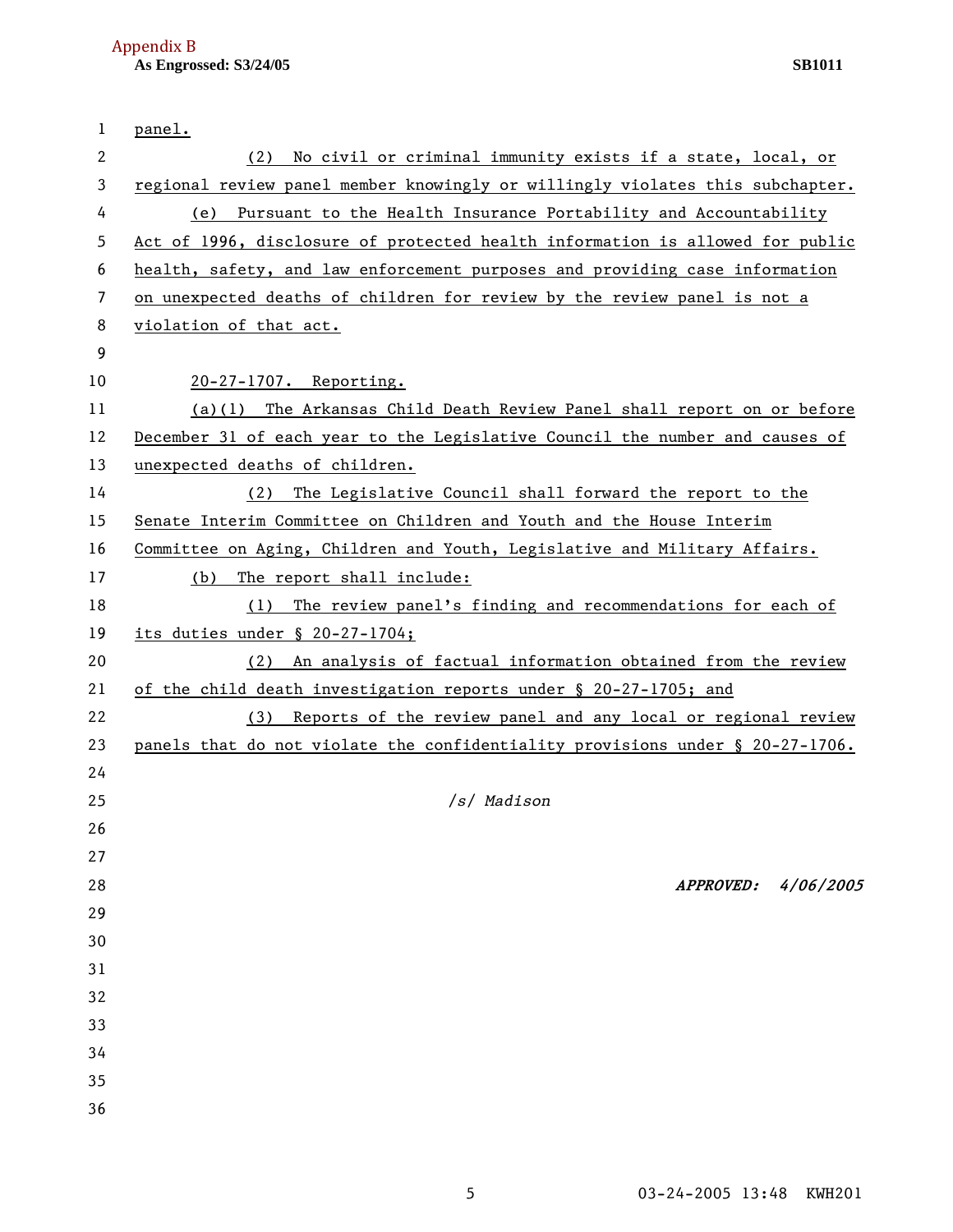panel.

(2) No civil or criminal immunity exists if a state, local, or regional review panel member knowingly or willingly violates this subchapter.

(e) Pursuant to the Health Insurance Portability and Accountability Act of 1996, disclosure of protected health information is allowed for public health, safety, and law enforcement purposes and providing case information on unexpected deaths of children for review by the review panel is not a violation of that act.

20-27-1707. Reporting.

(a)(1) The Arkansas Child Death Review Panel shall report on or before December 31 of each year to the Legislative Council the number and causes of unexpected deaths of children.

(2) The Legislative Council shall forward the report to the Senate Interim Committee on Children and Youth and the House Interim Committee on Aging, Children and Youth, Legislative and Military Affairs.

(b) The report shall include:

(1) The review panel's finding and recommendations for each of its duties under § 20-27-1704;

(2) An analysis of factual information obtained from the review of the child death investigation reports under § 20-27-1705; and

(3) Reports of the review panel and any local or regional review panels that do not violate the confidentiality provisions under § 20-27-1706.

*/s/ Madison*

***APPROVED: 4/06/2005***